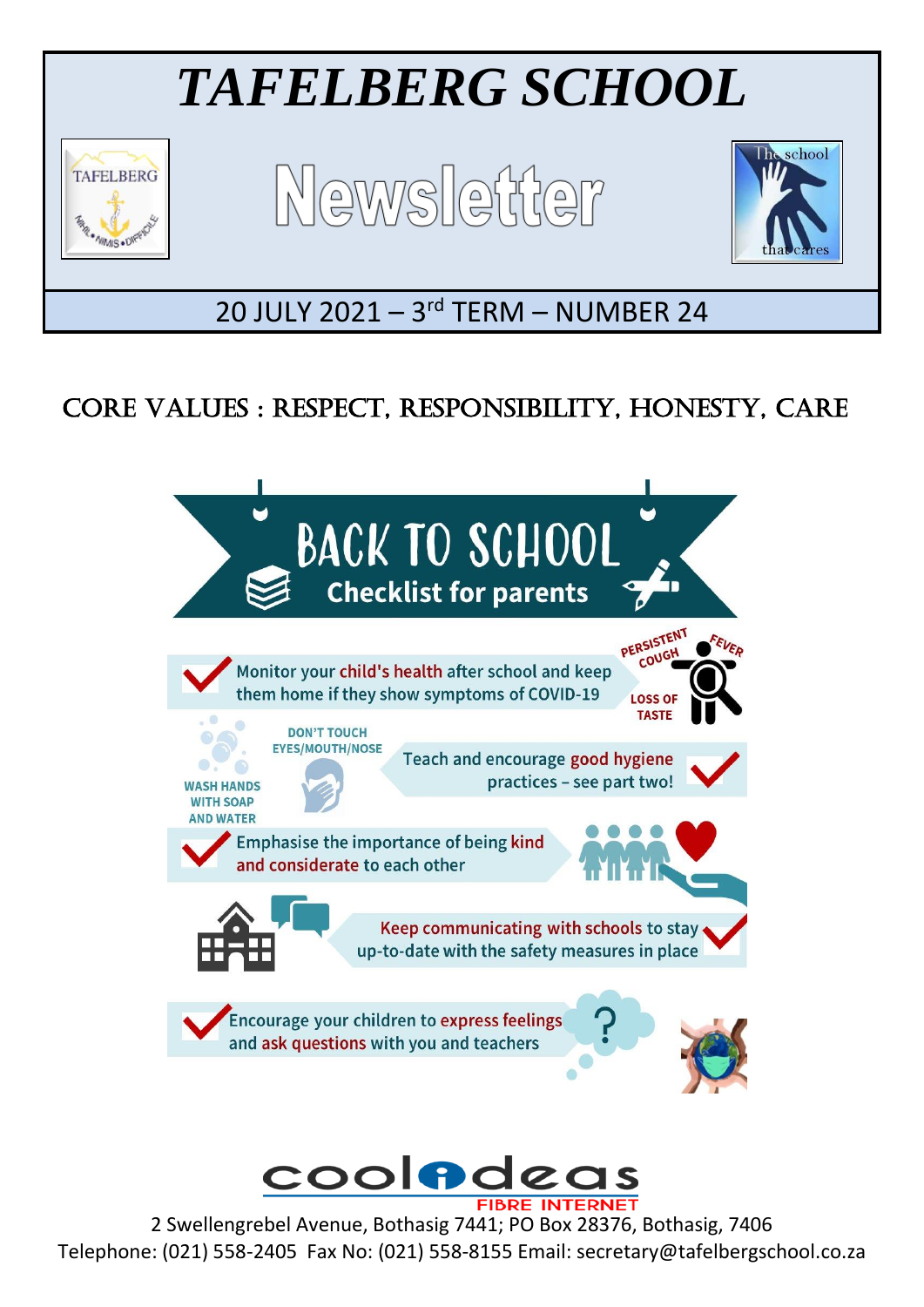# *TAFELBERG SCHOOL*

## Newsletter

20 JULY 2021 – 3rd TERM – NUMBER 24

## CORE VALUES : RESPECT, RESPONSIBILITY, HONESTY, CARE

## BACK TO SCHOOL
### Checklist for parents

- Monitor your child's health after school and keep them home if they show symptoms of COVID-19
  - PERSISTENT COUGH
  - FEVER
  - LOSS OF TASTE
- Teach and encourage good hygiene practices – see part two!
  - WASH HANDS WITH SOAP AND WATER
  - DON'T TOUCH EYES/MOUTH/NOSE
- Emphasise the importance of being kind and considerate to each other
- Keep communicating with schools to stay up-to-date with the safety measures in place
- Encourage your children to express feelings and ask questions with you and teachers

coolideas FIBRE INTERNET

2 Swellengrebel Avenue, Bothasig 7441; PO Box 28376, Bothasig, 7406
Telephone: (021) 558-2405 Fax No: (021) 558-8155 Email: secretary@tafelbergschool.co.za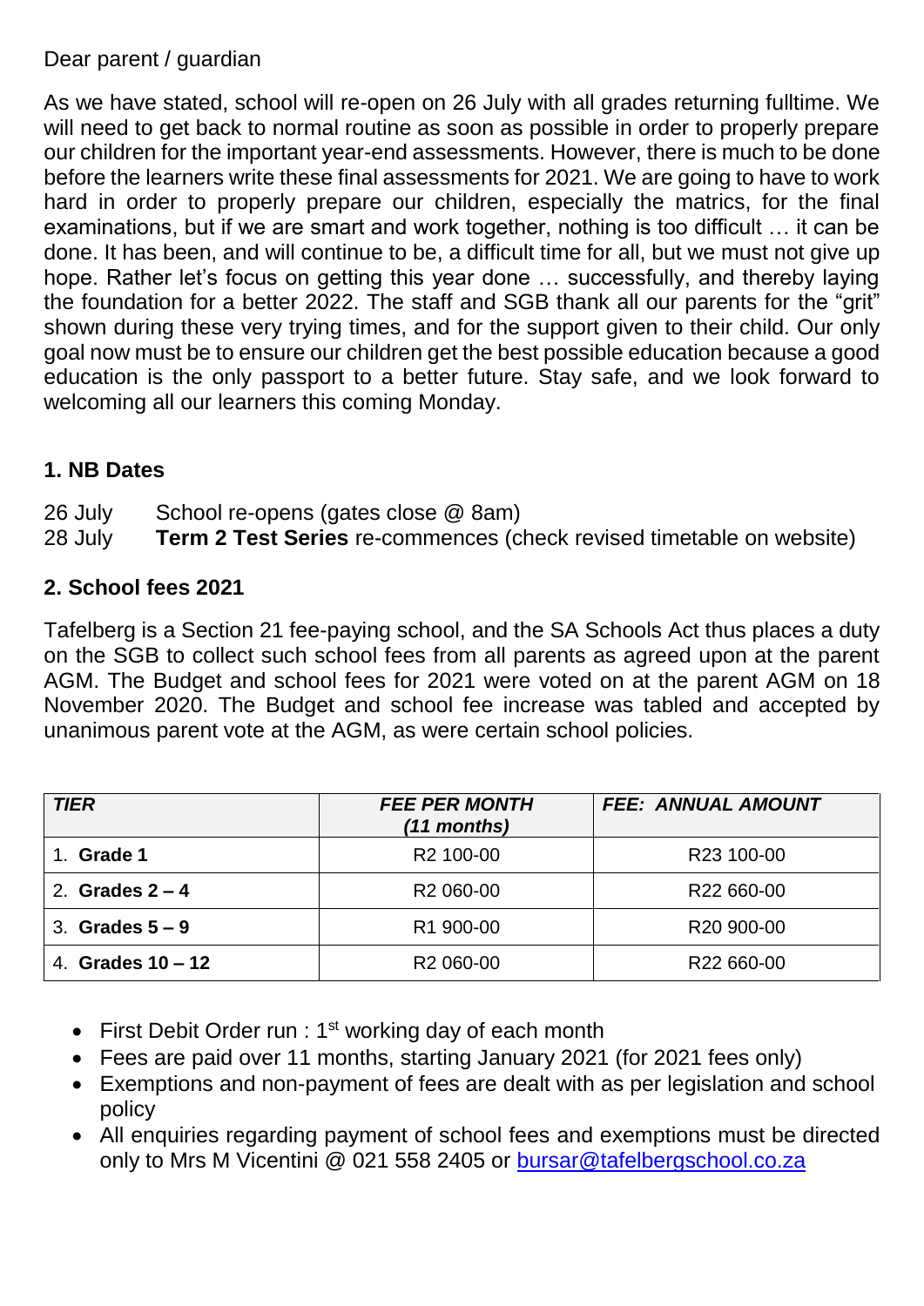Dear parent / guardian

As we have stated, school will re-open on 26 July with all grades returning fulltime. We will need to get back to normal routine as soon as possible in order to properly prepare our children for the important year-end assessments. However, there is much to be done before the learners write these final assessments for 2021. We are going to have to work hard in order to properly prepare our children, especially the matrics, for the final examinations, but if we are smart and work together, nothing is too difficult … it can be done. It has been, and will continue to be, a difficult time for all, but we must not give up hope. Rather let's focus on getting this year done … successfully, and thereby laying the foundation for a better 2022. The staff and SGB thank all our parents for the "grit" shown during these very trying times, and for the support given to their child. Our only goal now must be to ensure our children get the best possible education because a good education is the only passport to a better future. Stay safe, and we look forward to welcoming all our learners this coming Monday.

## 1. NB Dates

26 July School re-opens (gates close @ 8am)
28 July **Term 2 Test Series** re-commences (check revised timetable on website)

## 2. School fees 2021

Tafelberg is a Section 21 fee-paying school, and the SA Schools Act thus places a duty on the SGB to collect such school fees from all parents as agreed upon at the parent AGM. The Budget and school fees for 2021 were voted on at the parent AGM on 18 November 2020. The Budget and school fee increase was tabled and accepted by unanimous parent vote at the AGM, as were certain school policies.

| ***TIER*** | ***FEE PER MONTH (11 months)*** | ***FEE: ANNUAL AMOUNT*** |
|---|---|---|
| 1. **Grade 1** | R2 100-00 | R23 100-00 |
| 2. **Grades 2 – 4** | R2 060-00 | R22 660-00 |
| 3. **Grades 5 – 9** | R1 900-00 | R20 900-00 |
| 4. **Grades 10 – 12** | R2 060-00 | R22 660-00 |

- First Debit Order run : 1st working day of each month
- Fees are paid over 11 months, starting January 2021 (for 2021 fees only)
- Exemptions and non-payment of fees are dealt with as per legislation and school policy
- All enquiries regarding payment of school fees and exemptions must be directed only to Mrs M Vicentini @ 021 558 2405 or bursar@tafelbergschool.co.za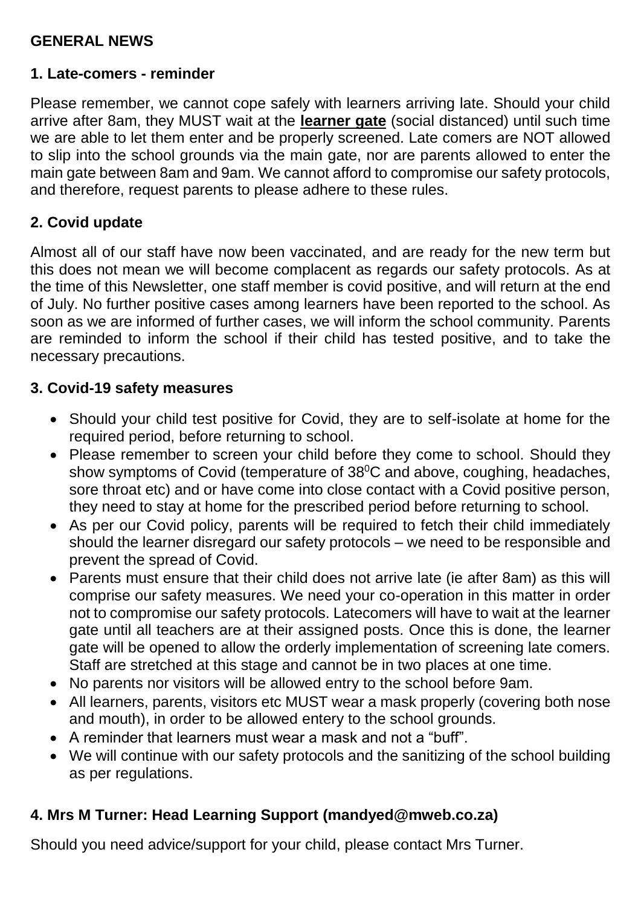## GENERAL NEWS

### 1. Late-comers - reminder

Please remember, we cannot cope safely with learners arriving late. Should your child arrive after 8am, they MUST wait at the **learner gate** (social distanced) until such time we are able to let them enter and be properly screened. Late comers are NOT allowed to slip into the school grounds via the main gate, nor are parents allowed to enter the main gate between 8am and 9am. We cannot afford to compromise our safety protocols, and therefore, request parents to please adhere to these rules.

### 2. Covid update

Almost all of our staff have now been vaccinated, and are ready for the new term but this does not mean we will become complacent as regards our safety protocols. As at the time of this Newsletter, one staff member is covid positive, and will return at the end of July. No further positive cases among learners have been reported to the school. As soon as we are informed of further cases, we will inform the school community. Parents are reminded to inform the school if their child has tested positive, and to take the necessary precautions.

### 3. Covid-19 safety measures

- Should your child test positive for Covid, they are to self-isolate at home for the required period, before returning to school.
- Please remember to screen your child before they come to school. Should they show symptoms of Covid (temperature of $38^0$C and above, coughing, headaches, sore throat etc) and or have come into close contact with a Covid positive person, they need to stay at home for the prescribed period before returning to school.
- As per our Covid policy, parents will be required to fetch their child immediately should the learner disregard our safety protocols – we need to be responsible and prevent the spread of Covid.
- Parents must ensure that their child does not arrive late (ie after 8am) as this will comprise our safety measures. We need your co-operation in this matter in order not to compromise our safety protocols. Latecomers will have to wait at the learner gate until all teachers are at their assigned posts. Once this is done, the learner gate will be opened to allow the orderly implementation of screening late comers. Staff are stretched at this stage and cannot be in two places at one time.
- No parents nor visitors will be allowed entry to the school before 9am.
- All learners, parents, visitors etc MUST wear a mask properly (covering both nose and mouth), in order to be allowed entery to the school grounds.
- A reminder that learners must wear a mask and not a "buff".
- We will continue with our safety protocols and the sanitizing of the school building as per regulations.

### 4. Mrs M Turner: Head Learning Support (mandyed@mweb.co.za)

Should you need advice/support for your child, please contact Mrs Turner.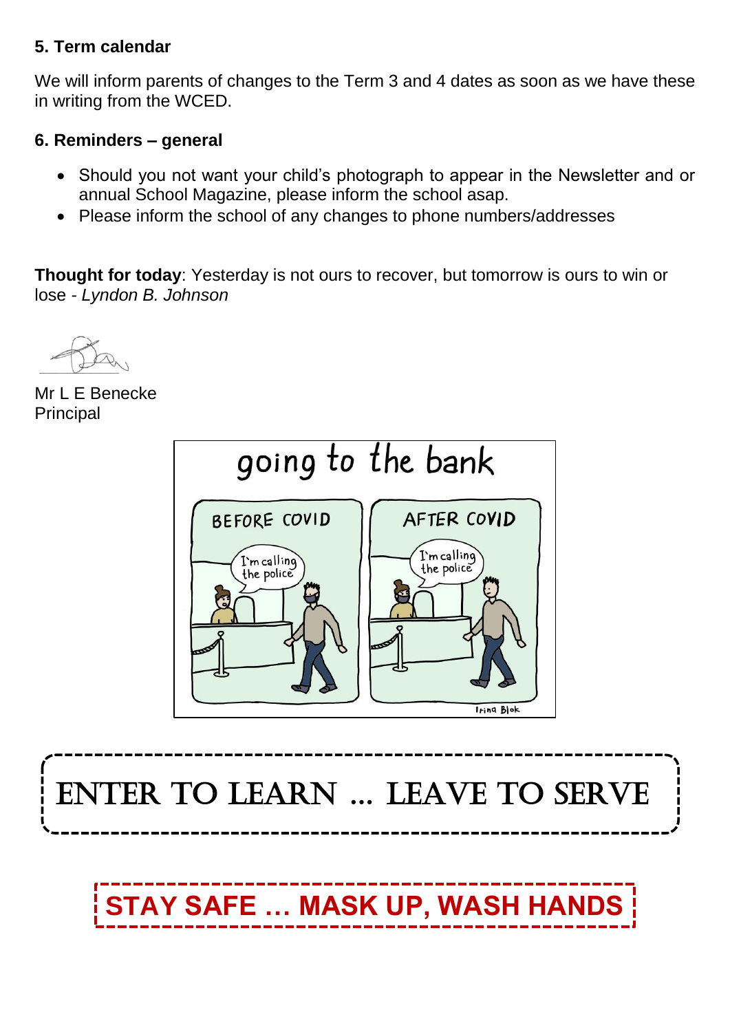### 5. Term calendar

We will inform parents of changes to the Term 3 and 4 dates as soon as we have these in writing from the WCED.

### 6. Reminders – general

- Should you not want your child's photograph to appear in the Newsletter and or annual School Magazine, please inform the school asap.
- Please inform the school of any changes to phone numbers/addresses

**Thought for today**: Yesterday is not ours to recover, but tomorrow is ours to win or lose - *Lyndon B. Johnson*

Mr L E Benecke
Principal

going to the bank

BEFORE COVID

I'm calling the police

AFTER COVID

I'm calling the police

Irina Blok

# ENTER TO LEARN … LEAVE TO SERVE

**STAY SAFE … MASK UP, WASH HANDS**